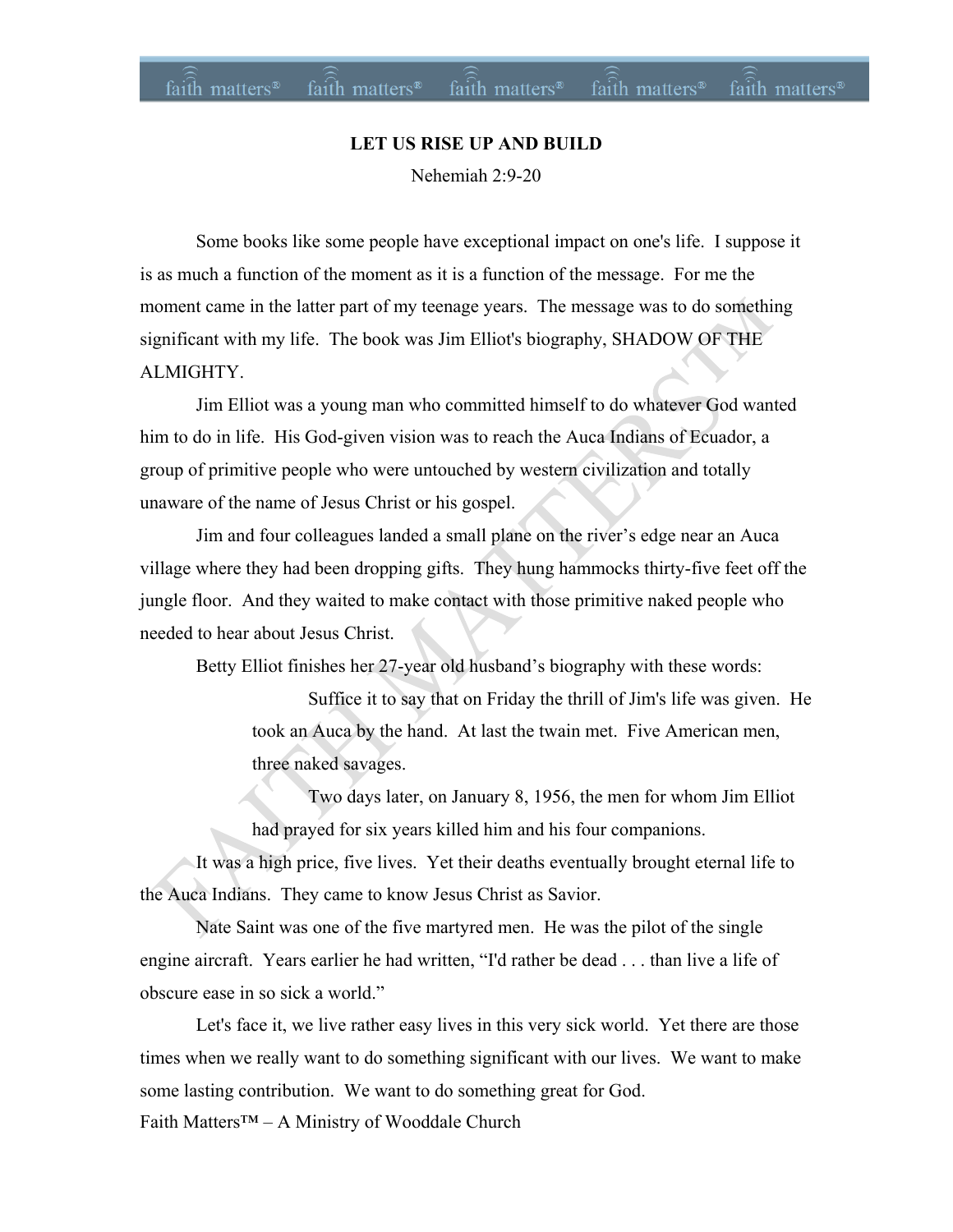**LET US RISE UP AND BUILD**

Nehemiah 2:9-20

Some books like some people have exceptional impact on one's life. I suppose it is as much a function of the moment as it is a function of the message. For me the moment came in the latter part of my teenage years. The message was to do something significant with my life. The book was Jim Elliot's biography, SHADOW OF THE ALMIGHTY.

Jim Elliot was a young man who committed himself to do whatever God wanted him to do in life. His God-given vision was to reach the Auca Indians of Ecuador, a group of primitive people who were untouched by western civilization and totally unaware of the name of Jesus Christ or his gospel.

Jim and four colleagues landed a small plane on the river's edge near an Auca village where they had been dropping gifts. They hung hammocks thirty-five feet off the jungle floor. And they waited to make contact with those primitive naked people who needed to hear about Jesus Christ.

Betty Elliot finishes her 27-year old husband's biography with these words:

> Suffice it to say that on Friday the thrill of Jim's life was given. He took an Auca by the hand. At last the twain met. Five American men, three naked savages.
>
> Two days later, on January 8, 1956, the men for whom Jim Elliot had prayed for six years killed him and his four companions.

It was a high price, five lives. Yet their deaths eventually brought eternal life to the Auca Indians. They came to know Jesus Christ as Savior.

Nate Saint was one of the five martyred men. He was the pilot of the single engine aircraft. Years earlier he had written, "I'd rather be dead . . . than live a life of obscure ease in so sick a world."

Let's face it, we live rather easy lives in this very sick world. Yet there are those times when we really want to do something significant with our lives. We want to make some lasting contribution. We want to do something great for God.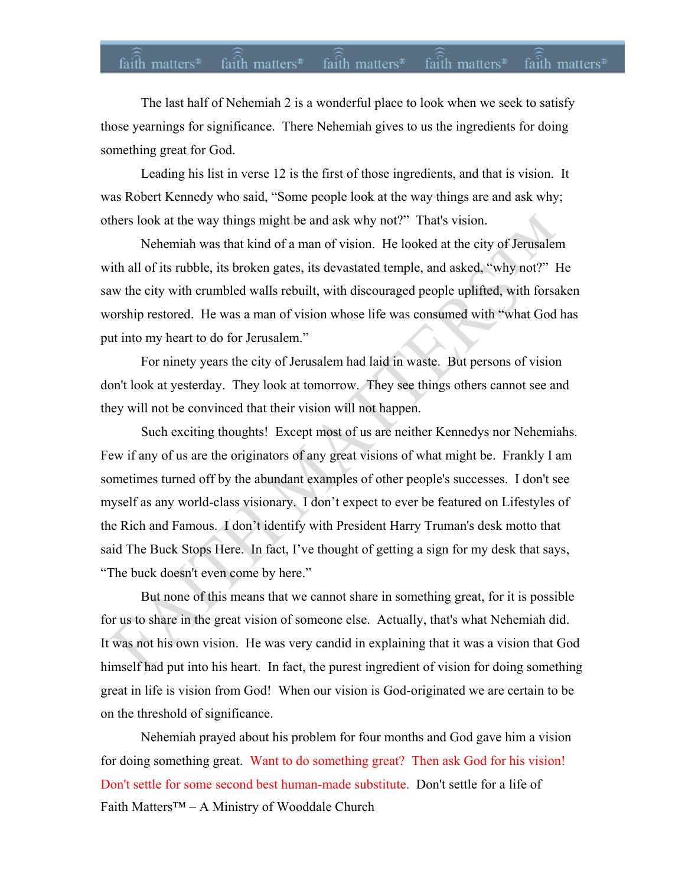The last half of Nehemiah 2 is a wonderful place to look when we seek to satisfy those yearnings for significance. There Nehemiah gives to us the ingredients for doing something great for God.

Leading his list in verse 12 is the first of those ingredients, and that is vision. It was Robert Kennedy who said, "Some people look at the way things are and ask why; others look at the way things might be and ask why not?" That's vision.

Nehemiah was that kind of a man of vision. He looked at the city of Jerusalem with all of its rubble, its broken gates, its devastated temple, and asked, "why not?" He saw the city with crumbled walls rebuilt, with discouraged people uplifted, with forsaken worship restored. He was a man of vision whose life was consumed with "what God has put into my heart to do for Jerusalem."

For ninety years the city of Jerusalem had laid in waste. But persons of vision don't look at yesterday. They look at tomorrow. They see things others cannot see and they will not be convinced that their vision will not happen.

Such exciting thoughts! Except most of us are neither Kennedys nor Nehemiahs. Few if any of us are the originators of any great visions of what might be. Frankly I am sometimes turned off by the abundant examples of other people's successes. I don't see myself as any world-class visionary. I don't expect to ever be featured on Lifestyles of the Rich and Famous. I don't identify with President Harry Truman's desk motto that said The Buck Stops Here. In fact, I've thought of getting a sign for my desk that says, "The buck doesn't even come by here."

But none of this means that we cannot share in something great, for it is possible for us to share in the great vision of someone else. Actually, that's what Nehemiah did. It was not his own vision. He was very candid in explaining that it was a vision that God himself had put into his heart. In fact, the purest ingredient of vision for doing something great in life is vision from God! When our vision is God-originated we are certain to be on the threshold of significance.

Nehemiah prayed about his problem for four months and God gave him a vision for doing something great. Want to do something great? Then ask God for his vision! Don't settle for some second best human-made substitute. Don't settle for a life of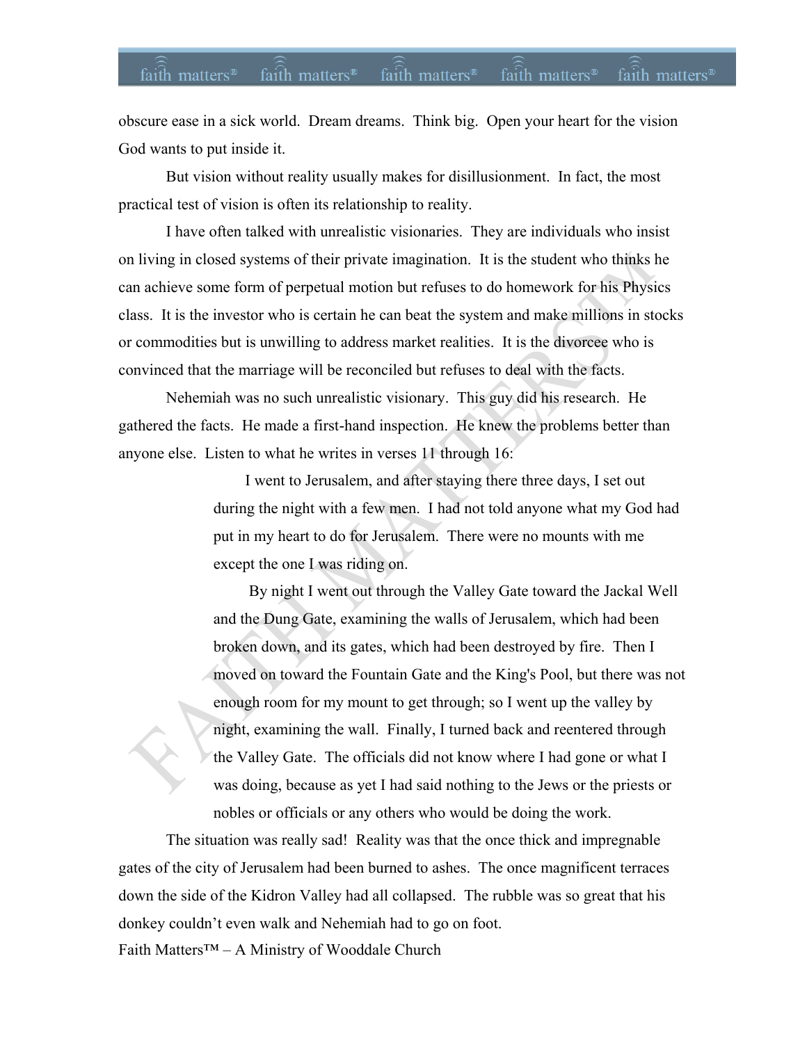obscure ease in a sick world. Dream dreams. Think big. Open your heart for the vision God wants to put inside it.

But vision without reality usually makes for disillusionment. In fact, the most practical test of vision is often its relationship to reality.

I have often talked with unrealistic visionaries. They are individuals who insist on living in closed systems of their private imagination. It is the student who thinks he can achieve some form of perpetual motion but refuses to do homework for his Physics class. It is the investor who is certain he can beat the system and make millions in stocks or commodities but is unwilling to address market realities. It is the divorcee who is convinced that the marriage will be reconciled but refuses to deal with the facts.

Nehemiah was no such unrealistic visionary. This guy did his research. He gathered the facts. He made a first-hand inspection. He knew the problems better than anyone else. Listen to what he writes in verses 11 through 16:

> I went to Jerusalem, and after staying there three days, I set out during the night with a few men. I had not told anyone what my God had put in my heart to do for Jerusalem. There were no mounts with me except the one I was riding on.
>
> By night I went out through the Valley Gate toward the Jackal Well and the Dung Gate, examining the walls of Jerusalem, which had been broken down, and its gates, which had been destroyed by fire. Then I moved on toward the Fountain Gate and the King's Pool, but there was not enough room for my mount to get through; so I went up the valley by night, examining the wall. Finally, I turned back and reentered through the Valley Gate. The officials did not know where I had gone or what I was doing, because as yet I had said nothing to the Jews or the priests or nobles or officials or any others who would be doing the work.

The situation was really sad! Reality was that the once thick and impregnable gates of the city of Jerusalem had been burned to ashes. The once magnificent terraces down the side of the Kidron Valley had all collapsed. The rubble was so great that his donkey couldn't even walk and Nehemiah had to go on foot.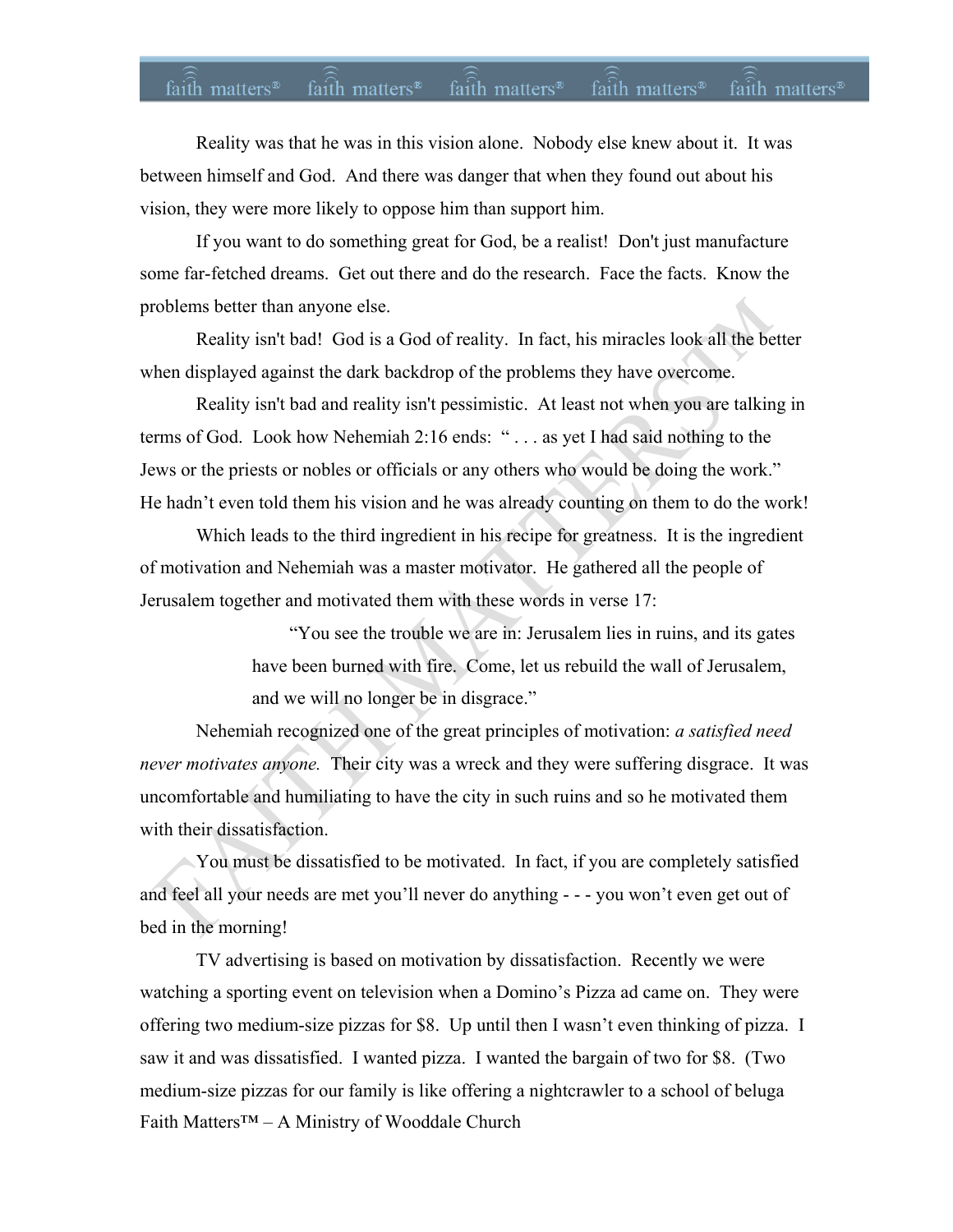Reality was that he was in this vision alone. Nobody else knew about it. It was between himself and God. And there was danger that when they found out about his vision, they were more likely to oppose him than support him.

If you want to do something great for God, be a realist! Don't just manufacture some far-fetched dreams. Get out there and do the research. Face the facts. Know the problems better than anyone else.

Reality isn't bad! God is a God of reality. In fact, his miracles look all the better when displayed against the dark backdrop of the problems they have overcome.

Reality isn't bad and reality isn't pessimistic. At least not when you are talking in terms of God. Look how Nehemiah 2:16 ends: " . . . as yet I had said nothing to the Jews or the priests or nobles or officials or any others who would be doing the work." He hadn't even told them his vision and he was already counting on them to do the work!

Which leads to the third ingredient in his recipe for greatness. It is the ingredient of motivation and Nehemiah was a master motivator. He gathered all the people of Jerusalem together and motivated them with these words in verse 17:

> "You see the trouble we are in: Jerusalem lies in ruins, and its gates have been burned with fire. Come, let us rebuild the wall of Jerusalem, and we will no longer be in disgrace."

Nehemiah recognized one of the great principles of motivation: *a satisfied need never motivates anyone.* Their city was a wreck and they were suffering disgrace. It was uncomfortable and humiliating to have the city in such ruins and so he motivated them with their dissatisfaction.

You must be dissatisfied to be motivated. In fact, if you are completely satisfied and feel all your needs are met you'll never do anything - - - you won't even get out of bed in the morning!

TV advertising is based on motivation by dissatisfaction. Recently we were watching a sporting event on television when a Domino's Pizza ad came on. They were offering two medium-size pizzas for $8. Up until then I wasn't even thinking of pizza. I saw it and was dissatisfied. I wanted pizza. I wanted the bargain of two for $8. (Two medium-size pizzas for our family is like offering a nightcrawler to a school of beluga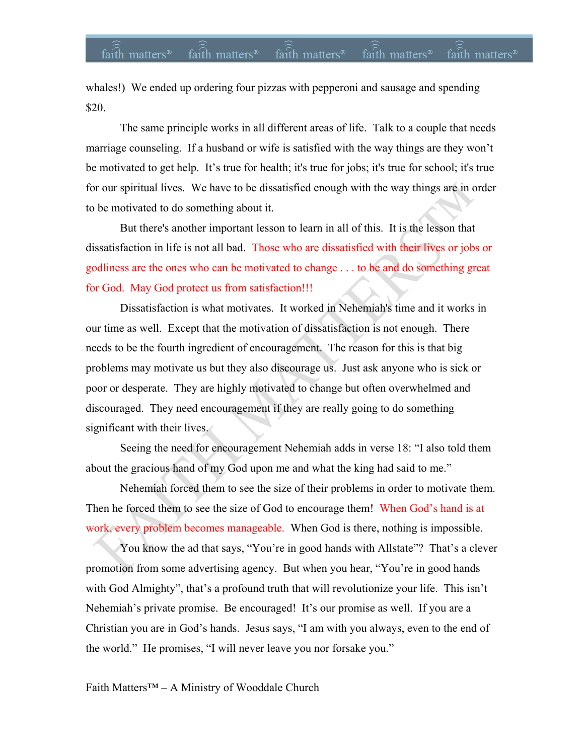whales!) We ended up ordering four pizzas with pepperoni and sausage and spending $20.

The same principle works in all different areas of life. Talk to a couple that needs marriage counseling. If a husband or wife is satisfied with the way things are they won't be motivated to get help. It's true for health; it's true for jobs; it's true for school; it's true for our spiritual lives. We have to be dissatisfied enough with the way things are in order to be motivated to do something about it.

But there's another important lesson to learn in all of this. It is the lesson that dissatisfaction in life is not all bad. Those who are dissatisfied with their lives or jobs or godliness are the ones who can be motivated to change . . . to be and do something great for God. May God protect us from satisfaction!!!

Dissatisfaction is what motivates. It worked in Nehemiah's time and it works in our time as well. Except that the motivation of dissatisfaction is not enough. There needs to be the fourth ingredient of encouragement. The reason for this is that big problems may motivate us but they also discourage us. Just ask anyone who is sick or poor or desperate. They are highly motivated to change but often overwhelmed and discouraged. They need encouragement if they are really going to do something significant with their lives.

Seeing the need for encouragement Nehemiah adds in verse 18: "I also told them about the gracious hand of my God upon me and what the king had said to me."

Nehemiah forced them to see the size of their problems in order to motivate them. Then he forced them to see the size of God to encourage them! When God's hand is at work, every problem becomes manageable. When God is there, nothing is impossible.

You know the ad that says, "You're in good hands with Allstate"? That's a clever promotion from some advertising agency. But when you hear, "You're in good hands with God Almighty", that's a profound truth that will revolutionize your life. This isn't Nehemiah's private promise. Be encouraged! It's our promise as well. If you are a Christian you are in God's hands. Jesus says, "I am with you always, even to the end of the world." He promises, "I will never leave you nor forsake you."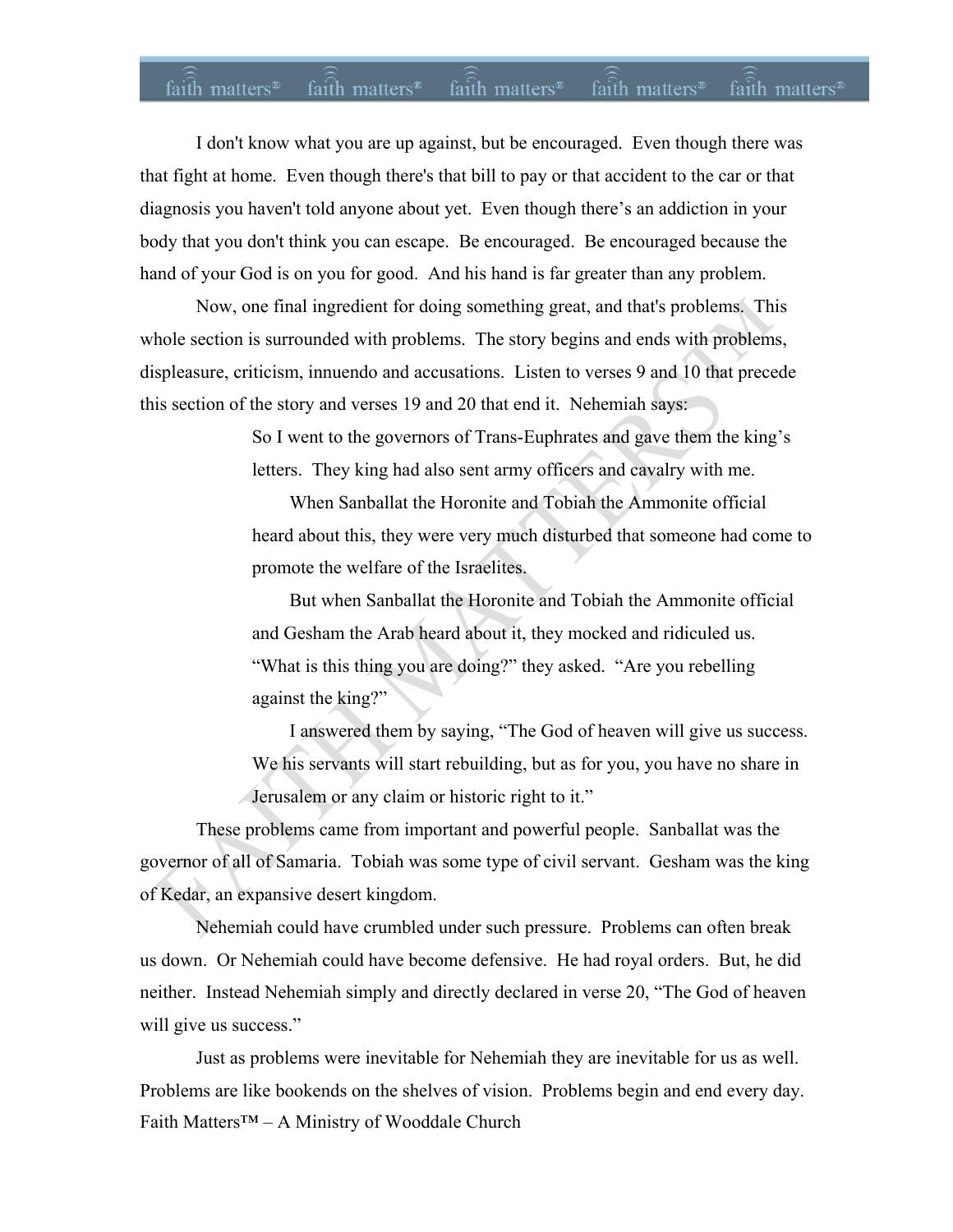I don't know what you are up against, but be encouraged. Even though there was that fight at home. Even though there's that bill to pay or that accident to the car or that diagnosis you haven't told anyone about yet. Even though there's an addiction in your body that you don't think you can escape. Be encouraged. Be encouraged because the hand of your God is on you for good. And his hand is far greater than any problem.

Now, one final ingredient for doing something great, and that's problems. This whole section is surrounded with problems. The story begins and ends with problems, displeasure, criticism, innuendo and accusations. Listen to verses 9 and 10 that precede this section of the story and verses 19 and 20 that end it. Nehemiah says:

> So I went to the governors of Trans-Euphrates and gave them the king's letters. They king had also sent army officers and cavalry with me.
>
> When Sanballat the Horonite and Tobiah the Ammonite official heard about this, they were very much disturbed that someone had come to promote the welfare of the Israelites.
>
> But when Sanballat the Horonite and Tobiah the Ammonite official and Gesham the Arab heard about it, they mocked and ridiculed us. "What is this thing you are doing?" they asked. "Are you rebelling against the king?"
>
> I answered them by saying, "The God of heaven will give us success. We his servants will start rebuilding, but as for you, you have no share in Jerusalem or any claim or historic right to it."

These problems came from important and powerful people. Sanballat was the governor of all of Samaria. Tobiah was some type of civil servant. Gesham was the king of Kedar, an expansive desert kingdom.

Nehemiah could have crumbled under such pressure. Problems can often break us down. Or Nehemiah could have become defensive. He had royal orders. But, he did neither. Instead Nehemiah simply and directly declared in verse 20, "The God of heaven will give us success."

Just as problems were inevitable for Nehemiah they are inevitable for us as well. Problems are like bookends on the shelves of vision. Problems begin and end every day.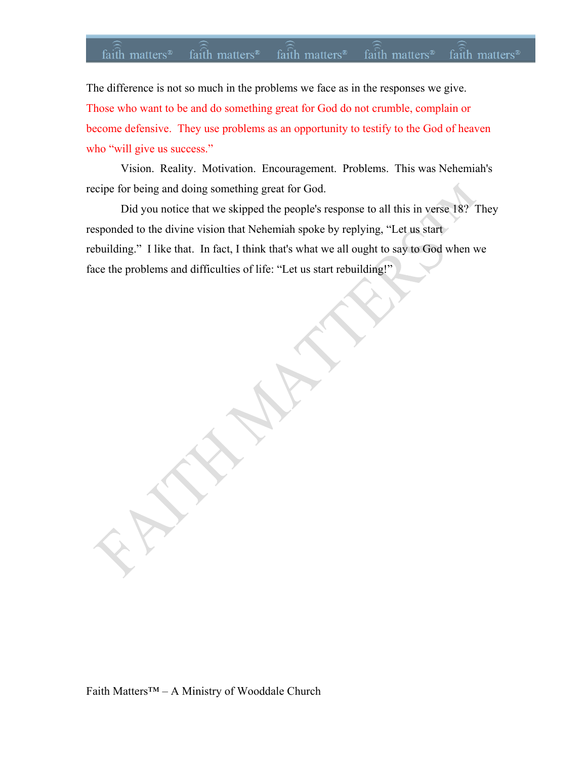The difference is not so much in the problems we face as in the responses we give. Those who want to be and do something great for God do not crumble, complain or become defensive. They use problems as an opportunity to testify to the God of heaven who "will give us success."

Vision. Reality. Motivation. Encouragement. Problems. This was Nehemiah's recipe for being and doing something great for God.

Did you notice that we skipped the people's response to all this in verse 18? They responded to the divine vision that Nehemiah spoke by replying, "Let us start rebuilding." I like that. In fact, I think that's what we all ought to say to God when we face the problems and difficulties of life: "Let us start rebuilding!"